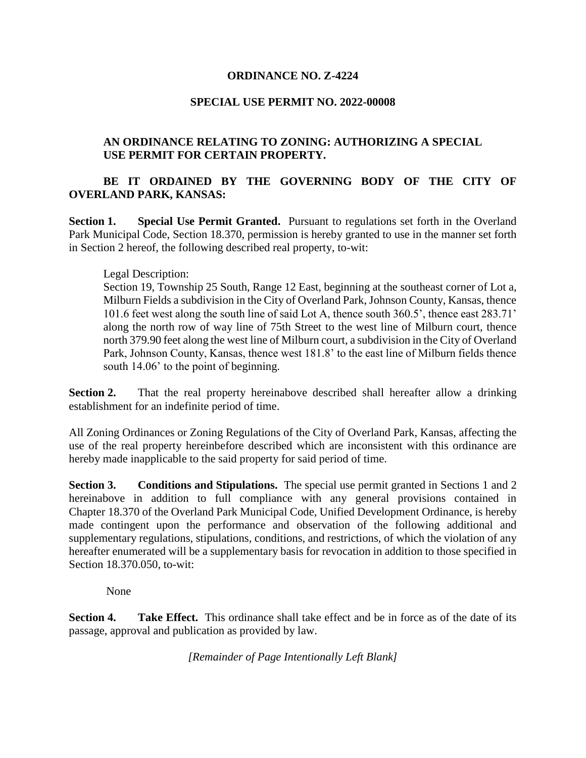**ORDINANCE NO. Z-4224**

**SPECIAL USE PERMIT NO. 2022-00008**

**AN ORDINANCE RELATING TO ZONING: AUTHORIZING A SPECIAL USE PERMIT FOR CERTAIN PROPERTY.**

**BE IT ORDAINED BY THE GOVERNING BODY OF THE CITY OF OVERLAND PARK, KANSAS:**

**Section 1. Special Use Permit Granted.** Pursuant to regulations set forth in the Overland Park Municipal Code, Section 18.370, permission is hereby granted to use in the manner set forth in Section 2 hereof, the following described real property, to-wit:

Legal Description:
Section 19, Township 25 South, Range 12 East, beginning at the southeast corner of Lot a, Milburn Fields a subdivision in the City of Overland Park, Johnson County, Kansas, thence 101.6 feet west along the south line of said Lot A, thence south 360.5', thence east 283.71' along the north row of way line of 75th Street to the west line of Milburn court, thence north 379.90 feet along the west line of Milburn court, a subdivision in the City of Overland Park, Johnson County, Kansas, thence west 181.8' to the east line of Milburn fields thence south 14.06' to the point of beginning.

**Section 2.** That the real property hereinabove described shall hereafter allow a drinking establishment for an indefinite period of time.

All Zoning Ordinances or Zoning Regulations of the City of Overland Park, Kansas, affecting the use of the real property hereinbefore described which are inconsistent with this ordinance are hereby made inapplicable to the said property for said period of time.

**Section 3. Conditions and Stipulations.** The special use permit granted in Sections 1 and 2 hereinabove in addition to full compliance with any general provisions contained in Chapter 18.370 of the Overland Park Municipal Code, Unified Development Ordinance, is hereby made contingent upon the performance and observation of the following additional and supplementary regulations, stipulations, conditions, and restrictions, of which the violation of any hereafter enumerated will be a supplementary basis for revocation in addition to those specified in Section 18.370.050, to-wit:

None

**Section 4. Take Effect.** This ordinance shall take effect and be in force as of the date of its passage, approval and publication as provided by law.

*[Remainder of Page Intentionally Left Blank]*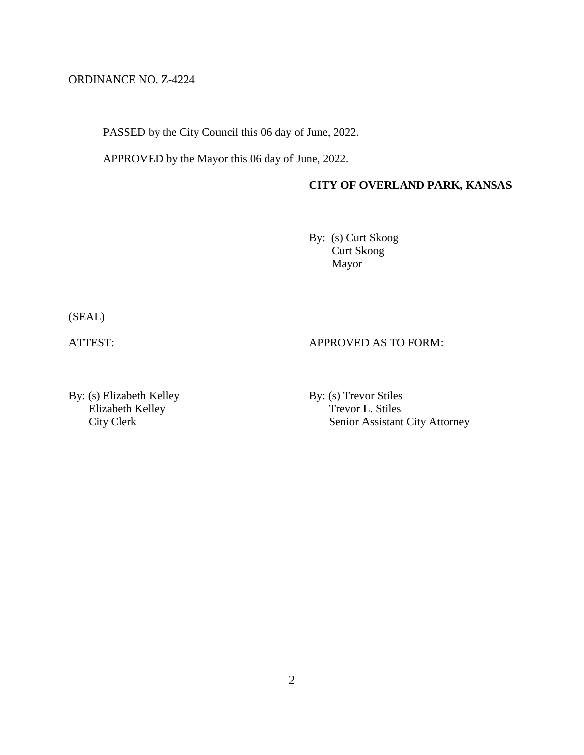ORDINANCE NO. Z-4224

PASSED by the City Council this 06 day of June, 2022.

APPROVED by the Mayor this 06 day of June, 2022.

**CITY OF OVERLAND PARK, KANSAS**

By: (s) Curt Skoog
Curt Skoog
Mayor

(SEAL)

ATTEST:

By: (s) Elizabeth Kelley
Elizabeth Kelley
City Clerk

APPROVED AS TO FORM:

By: (s) Trevor Stiles
Trevor L. Stiles
Senior Assistant City Attorney